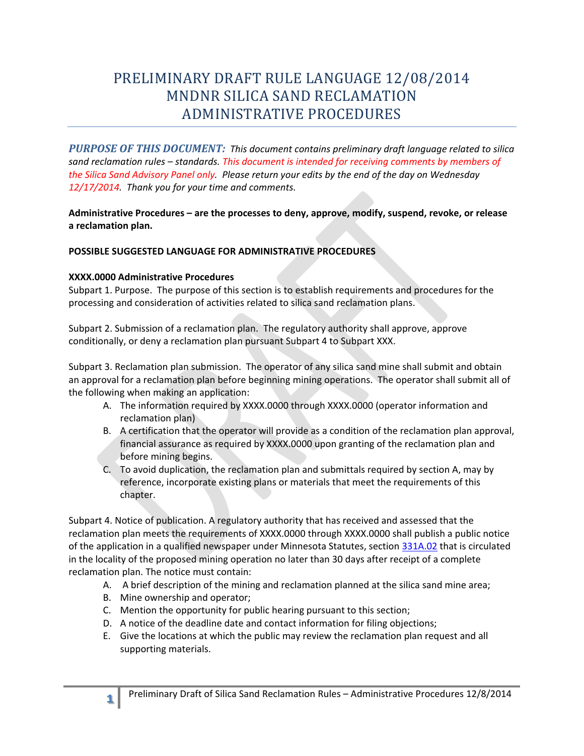# PRELIMINARY DRAFT RULE LANGUAGE 12/08/2014 MNDNR SILICA SAND RECLAMATION ADMINISTRATIVE PROCEDURES

***PURPOSE OF THIS DOCUMENT:*** *This document contains preliminary draft language related to silica sand reclamation rules – standards. This document is intended for receiving comments by members of the Silica Sand Advisory Panel only. Please return your edits by the end of the day on Wednesday 12/17/2014. Thank you for your time and comments.*

**Administrative Procedures – are the processes to deny, approve, modify, suspend, revoke, or release a reclamation plan.**

**POSSIBLE SUGGESTED LANGUAGE FOR ADMINISTRATIVE PROCEDURES**

**XXXX.0000 Administrative Procedures**

Subpart 1. Purpose. The purpose of this section is to establish requirements and procedures for the processing and consideration of activities related to silica sand reclamation plans.

Subpart 2. Submission of a reclamation plan. The regulatory authority shall approve, approve conditionally, or deny a reclamation plan pursuant Subpart 4 to Subpart XXX.

Subpart 3. Reclamation plan submission. The operator of any silica sand mine shall submit and obtain an approval for a reclamation plan before beginning mining operations. The operator shall submit all of the following when making an application:

A. The information required by XXXX.0000 through XXXX.0000 (operator information and reclamation plan)
B. A certification that the operator will provide as a condition of the reclamation plan approval, financial assurance as required by XXXX.0000 upon granting of the reclamation plan and before mining begins.
C. To avoid duplication, the reclamation plan and submittals required by section A, may by reference, incorporate existing plans or materials that meet the requirements of this chapter.

Subpart 4. Notice of publication. A regulatory authority that has received and assessed that the reclamation plan meets the requirements of XXXX.0000 through XXXX.0000 shall publish a public notice of the application in a qualified newspaper under Minnesota Statutes, section 331A.02 that is circulated in the locality of the proposed mining operation no later than 30 days after receipt of a complete reclamation plan. The notice must contain:

A. A brief description of the mining and reclamation planned at the silica sand mine area;
B. Mine ownership and operator;
C. Mention the opportunity for public hearing pursuant to this section;
D. A notice of the deadline date and contact information for filing objections;
E. Give the locations at which the public may review the reclamation plan request and all supporting materials.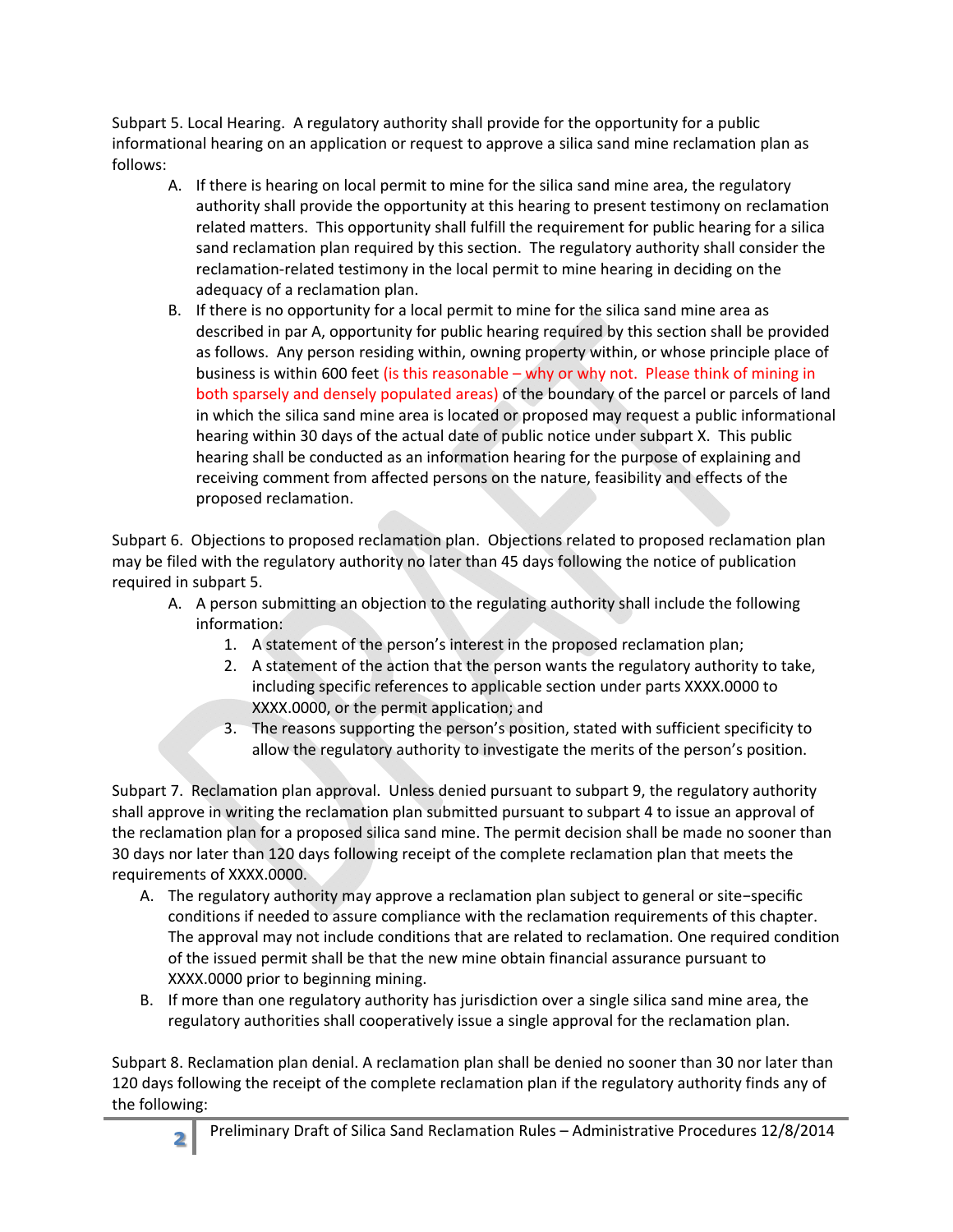Subpart 5. Local Hearing. A regulatory authority shall provide for the opportunity for a public informational hearing on an application or request to approve a silica sand mine reclamation plan as follows:

A. If there is hearing on local permit to mine for the silica sand mine area, the regulatory authority shall provide the opportunity at this hearing to present testimony on reclamation related matters. This opportunity shall fulfill the requirement for public hearing for a silica sand reclamation plan required by this section. The regulatory authority shall consider the reclamation-related testimony in the local permit to mine hearing in deciding on the adequacy of a reclamation plan.

B. If there is no opportunity for a local permit to mine for the silica sand mine area as described in par A, opportunity for public hearing required by this section shall be provided as follows. Any person residing within, owning property within, or whose principle place of business is within 600 feet (is this reasonable – why or why not. Please think of mining in both sparsely and densely populated areas) of the boundary of the parcel or parcels of land in which the silica sand mine area is located or proposed may request a public informational hearing within 30 days of the actual date of public notice under subpart X. This public hearing shall be conducted as an information hearing for the purpose of explaining and receiving comment from affected persons on the nature, feasibility and effects of the proposed reclamation.

Subpart 6. Objections to proposed reclamation plan. Objections related to proposed reclamation plan may be filed with the regulatory authority no later than 45 days following the notice of publication required in subpart 5.

A. A person submitting an objection to the regulating authority shall include the following information:
   1. A statement of the person's interest in the proposed reclamation plan;
   2. A statement of the action that the person wants the regulatory authority to take, including specific references to applicable section under parts XXXX.0000 to XXXX.0000, or the permit application; and
   3. The reasons supporting the person's position, stated with sufficient specificity to allow the regulatory authority to investigate the merits of the person's position.

Subpart 7. Reclamation plan approval. Unless denied pursuant to subpart 9, the regulatory authority shall approve in writing the reclamation plan submitted pursuant to subpart 4 to issue an approval of the reclamation plan for a proposed silica sand mine. The permit decision shall be made no sooner than 30 days nor later than 120 days following receipt of the complete reclamation plan that meets the requirements of XXXX.0000.

A. The regulatory authority may approve a reclamation plan subject to general or site−specific conditions if needed to assure compliance with the reclamation requirements of this chapter. The approval may not include conditions that are related to reclamation. One required condition of the issued permit shall be that the new mine obtain financial assurance pursuant to XXXX.0000 prior to beginning mining.

B. If more than one regulatory authority has jurisdiction over a single silica sand mine area, the regulatory authorities shall cooperatively issue a single approval for the reclamation plan.

Subpart 8. Reclamation plan denial. A reclamation plan shall be denied no sooner than 30 nor later than 120 days following the receipt of the complete reclamation plan if the regulatory authority finds any of the following: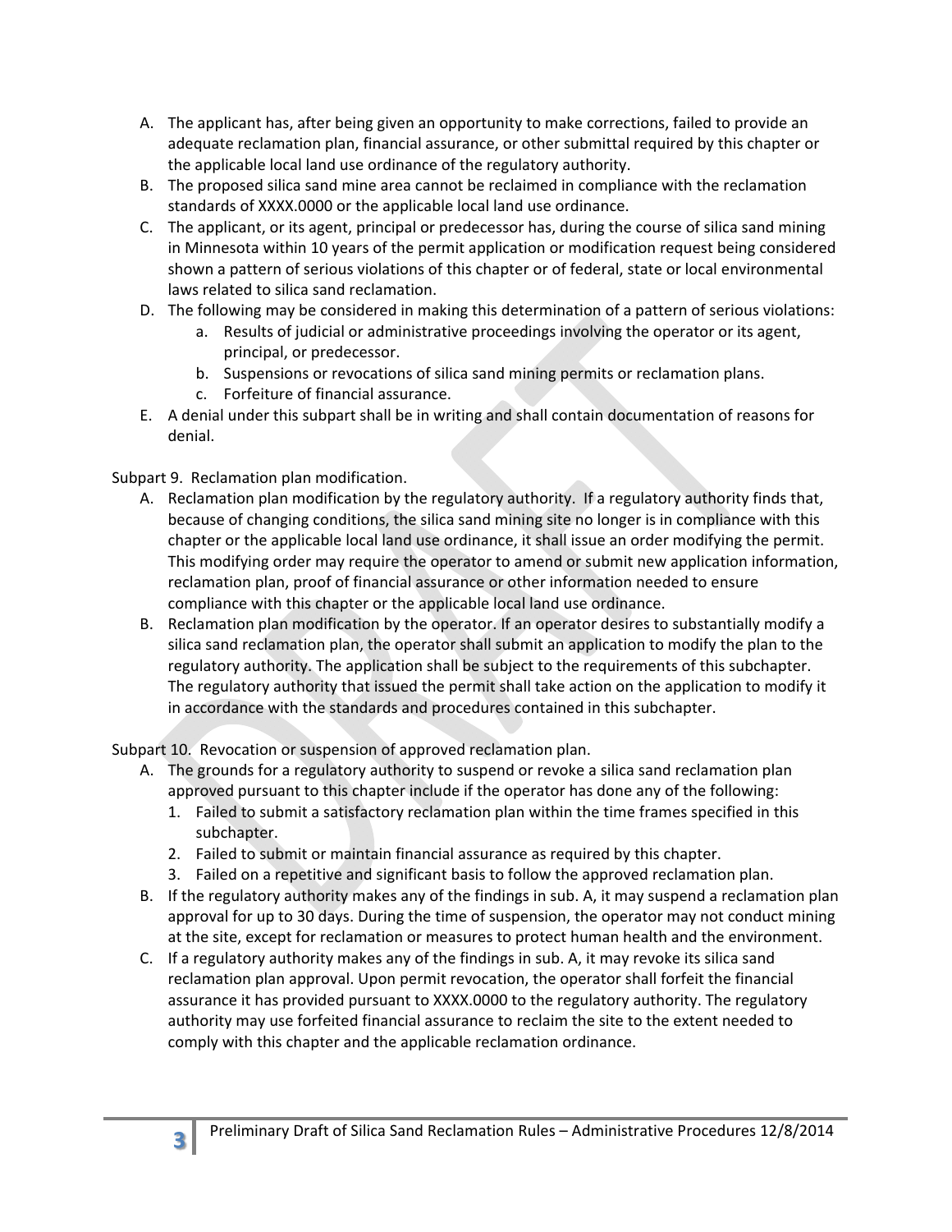A. The applicant has, after being given an opportunity to make corrections, failed to provide an adequate reclamation plan, financial assurance, or other submittal required by this chapter or the applicable local land use ordinance of the regulatory authority.
B. The proposed silica sand mine area cannot be reclaimed in compliance with the reclamation standards of XXXX.0000 or the applicable local land use ordinance.
C. The applicant, or its agent, principal or predecessor has, during the course of silica sand mining in Minnesota within 10 years of the permit application or modification request being considered shown a pattern of serious violations of this chapter or of federal, state or local environmental laws related to silica sand reclamation.
D. The following may be considered in making this determination of a pattern of serious violations:
    a. Results of judicial or administrative proceedings involving the operator or its agent, principal, or predecessor.
    b. Suspensions or revocations of silica sand mining permits or reclamation plans.
    c. Forfeiture of financial assurance.
E. A denial under this subpart shall be in writing and shall contain documentation of reasons for denial.

Subpart 9. Reclamation plan modification.

A. Reclamation plan modification by the regulatory authority. If a regulatory authority finds that, because of changing conditions, the silica sand mining site no longer is in compliance with this chapter or the applicable local land use ordinance, it shall issue an order modifying the permit. This modifying order may require the operator to amend or submit new application information, reclamation plan, proof of financial assurance or other information needed to ensure compliance with this chapter or the applicable local land use ordinance.
B. Reclamation plan modification by the operator. If an operator desires to substantially modify a silica sand reclamation plan, the operator shall submit an application to modify the plan to the regulatory authority. The application shall be subject to the requirements of this subchapter. The regulatory authority that issued the permit shall take action on the application to modify it in accordance with the standards and procedures contained in this subchapter.

Subpart 10. Revocation or suspension of approved reclamation plan.

A. The grounds for a regulatory authority to suspend or revoke a silica sand reclamation plan approved pursuant to this chapter include if the operator has done any of the following:
    1. Failed to submit a satisfactory reclamation plan within the time frames specified in this subchapter.
    2. Failed to submit or maintain financial assurance as required by this chapter.
    3. Failed on a repetitive and significant basis to follow the approved reclamation plan.
B. If the regulatory authority makes any of the findings in sub. A, it may suspend a reclamation plan approval for up to 30 days. During the time of suspension, the operator may not conduct mining at the site, except for reclamation or measures to protect human health and the environment.
C. If a regulatory authority makes any of the findings in sub. A, it may revoke its silica sand reclamation plan approval. Upon permit revocation, the operator shall forfeit the financial assurance it has provided pursuant to XXXX.0000 to the regulatory authority. The regulatory authority may use forfeited financial assurance to reclaim the site to the extent needed to comply with this chapter and the applicable reclamation ordinance.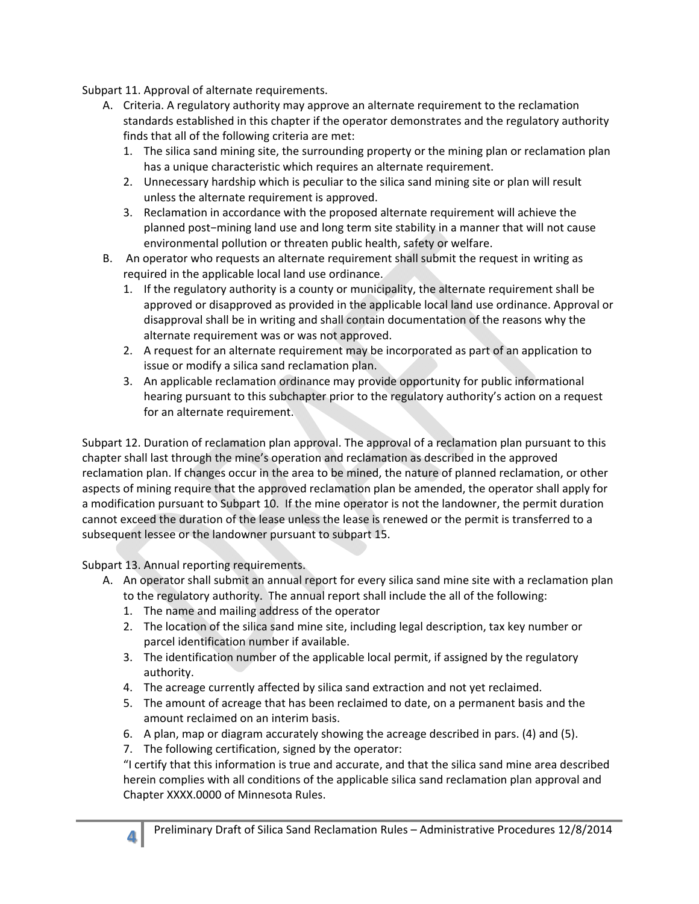Subpart 11. Approval of alternate requirements.

A. Criteria. A regulatory authority may approve an alternate requirement to the reclamation standards established in this chapter if the operator demonstrates and the regulatory authority finds that all of the following criteria are met:
   1. The silica sand mining site, the surrounding property or the mining plan or reclamation plan has a unique characteristic which requires an alternate requirement.
   2. Unnecessary hardship which is peculiar to the silica sand mining site or plan will result unless the alternate requirement is approved.
   3. Reclamation in accordance with the proposed alternate requirement will achieve the planned post−mining land use and long term site stability in a manner that will not cause environmental pollution or threaten public health, safety or welfare.

B. An operator who requests an alternate requirement shall submit the request in writing as required in the applicable local land use ordinance.
   1. If the regulatory authority is a county or municipality, the alternate requirement shall be approved or disapproved as provided in the applicable local land use ordinance. Approval or disapproval shall be in writing and shall contain documentation of the reasons why the alternate requirement was or was not approved.
   2. A request for an alternate requirement may be incorporated as part of an application to issue or modify a silica sand reclamation plan.
   3. An applicable reclamation ordinance may provide opportunity for public informational hearing pursuant to this subchapter prior to the regulatory authority's action on a request for an alternate requirement.

Subpart 12. Duration of reclamation plan approval. The approval of a reclamation plan pursuant to this chapter shall last through the mine's operation and reclamation as described in the approved reclamation plan. If changes occur in the area to be mined, the nature of planned reclamation, or other aspects of mining require that the approved reclamation plan be amended, the operator shall apply for a modification pursuant to Subpart 10. If the mine operator is not the landowner, the permit duration cannot exceed the duration of the lease unless the lease is renewed or the permit is transferred to a subsequent lessee or the landowner pursuant to subpart 15.

Subpart 13. Annual reporting requirements.

A. An operator shall submit an annual report for every silica sand mine site with a reclamation plan to the regulatory authority. The annual report shall include the all of the following:
   1. The name and mailing address of the operator
   2. The location of the silica sand mine site, including legal description, tax key number or parcel identification number if available.
   3. The identification number of the applicable local permit, if assigned by the regulatory authority.
   4. The acreage currently affected by silica sand extraction and not yet reclaimed.
   5. The amount of acreage that has been reclaimed to date, on a permanent basis and the amount reclaimed on an interim basis.
   6. A plan, map or diagram accurately showing the acreage described in pars. (4) and (5).
   7. The following certification, signed by the operator:

   "I certify that this information is true and accurate, and that the silica sand mine area described herein complies with all conditions of the applicable silica sand reclamation plan approval and Chapter XXXX.0000 of Minnesota Rules.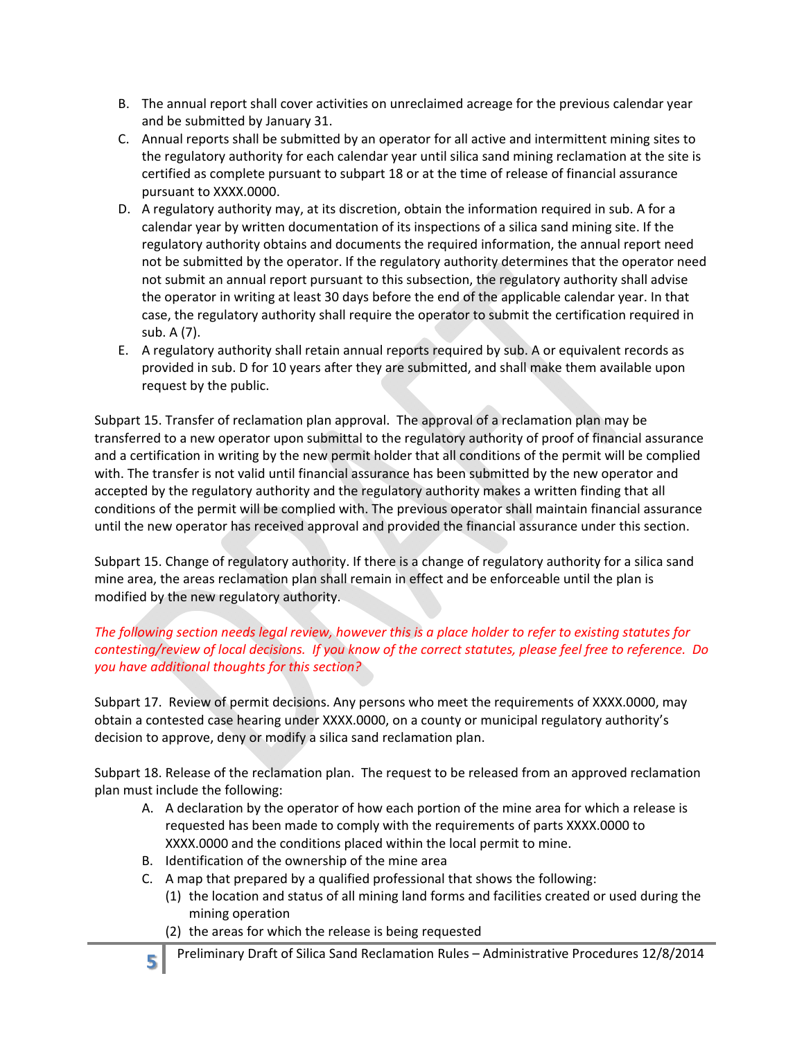B. The annual report shall cover activities on unreclaimed acreage for the previous calendar year and be submitted by January 31.

C. Annual reports shall be submitted by an operator for all active and intermittent mining sites to the regulatory authority for each calendar year until silica sand mining reclamation at the site is certified as complete pursuant to subpart 18 or at the time of release of financial assurance pursuant to XXXX.0000.

D. A regulatory authority may, at its discretion, obtain the information required in sub. A for a calendar year by written documentation of its inspections of a silica sand mining site. If the regulatory authority obtains and documents the required information, the annual report need not be submitted by the operator. If the regulatory authority determines that the operator need not submit an annual report pursuant to this subsection, the regulatory authority shall advise the operator in writing at least 30 days before the end of the applicable calendar year. In that case, the regulatory authority shall require the operator to submit the certification required in sub. A (7).

E. A regulatory authority shall retain annual reports required by sub. A or equivalent records as provided in sub. D for 10 years after they are submitted, and shall make them available upon request by the public.

Subpart 15. Transfer of reclamation plan approval. The approval of a reclamation plan may be transferred to a new operator upon submittal to the regulatory authority of proof of financial assurance and a certification in writing by the new permit holder that all conditions of the permit will be complied with. The transfer is not valid until financial assurance has been submitted by the new operator and accepted by the regulatory authority and the regulatory authority makes a written finding that all conditions of the permit will be complied with. The previous operator shall maintain financial assurance until the new operator has received approval and provided the financial assurance under this section.

Subpart 15. Change of regulatory authority. If there is a change of regulatory authority for a silica sand mine area, the areas reclamation plan shall remain in effect and be enforceable until the plan is modified by the new regulatory authority.

*The following section needs legal review, however this is a place holder to refer to existing statutes for contesting/review of local decisions. If you know of the correct statutes, please feel free to reference. Do you have additional thoughts for this section?*

Subpart 17. Review of permit decisions. Any persons who meet the requirements of XXXX.0000, may obtain a contested case hearing under XXXX.0000, on a county or municipal regulatory authority's decision to approve, deny or modify a silica sand reclamation plan.

Subpart 18. Release of the reclamation plan. The request to be released from an approved reclamation plan must include the following:

A. A declaration by the operator of how each portion of the mine area for which a release is requested has been made to comply with the requirements of parts XXXX.0000 to XXXX.0000 and the conditions placed within the local permit to mine.
B. Identification of the ownership of the mine area
C. A map that prepared by a qualified professional that shows the following:
   (1) the location and status of all mining land forms and facilities created or used during the mining operation
   (2) the areas for which the release is being requested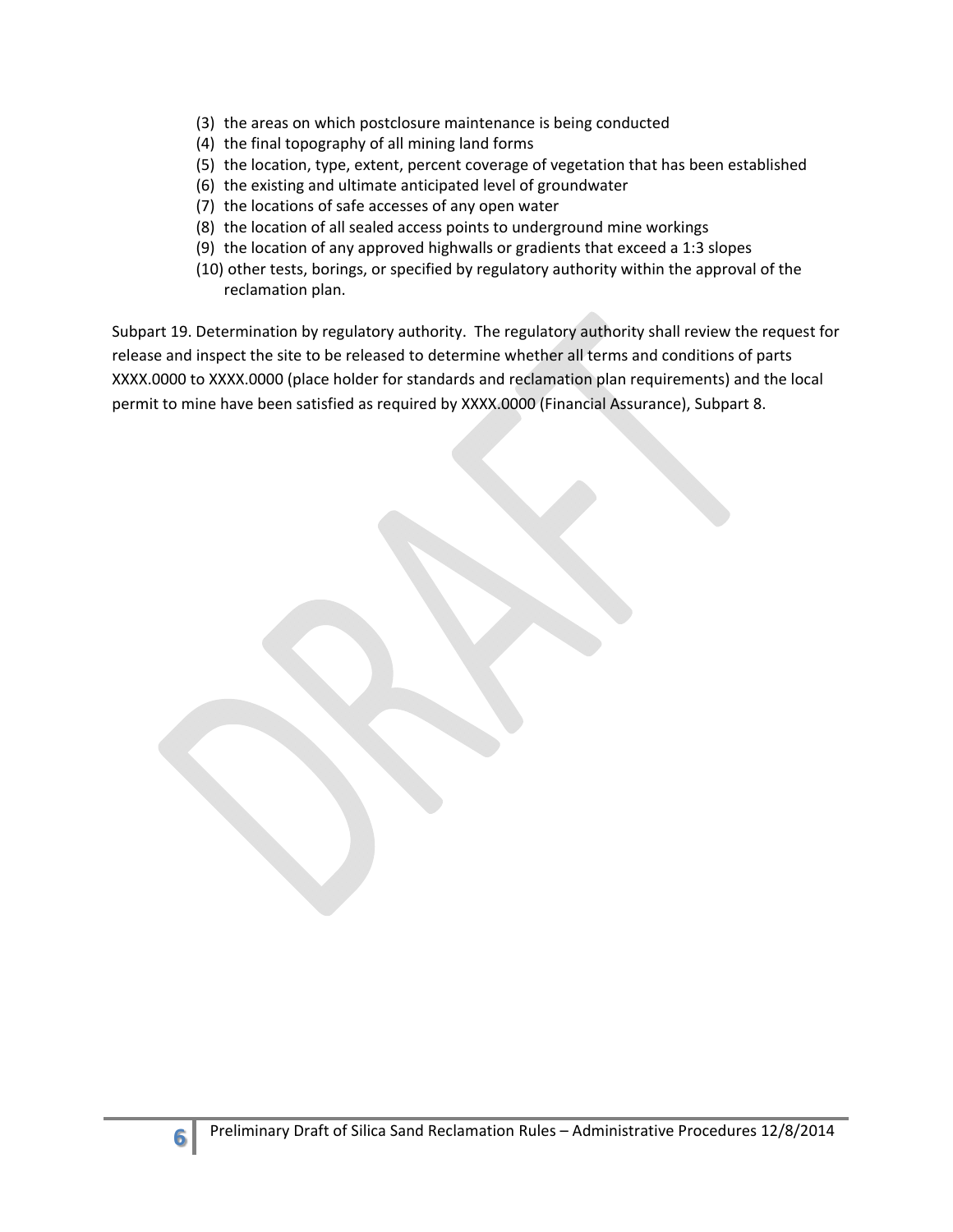(3) the areas on which postclosure maintenance is being conducted
(4) the final topography of all mining land forms
(5) the location, type, extent, percent coverage of vegetation that has been established
(6) the existing and ultimate anticipated level of groundwater
(7) the locations of safe accesses of any open water
(8) the location of all sealed access points to underground mine workings
(9) the location of any approved highwalls or gradients that exceed a 1:3 slopes
(10) other tests, borings, or specified by regulatory authority within the approval of the reclamation plan.

Subpart 19. Determination by regulatory authority. The regulatory authority shall review the request for release and inspect the site to be released to determine whether all terms and conditions of parts XXXX.0000 to XXXX.0000 (place holder for standards and reclamation plan requirements) and the local permit to mine have been satisfied as required by XXXX.0000 (Financial Assurance), Subpart 8.